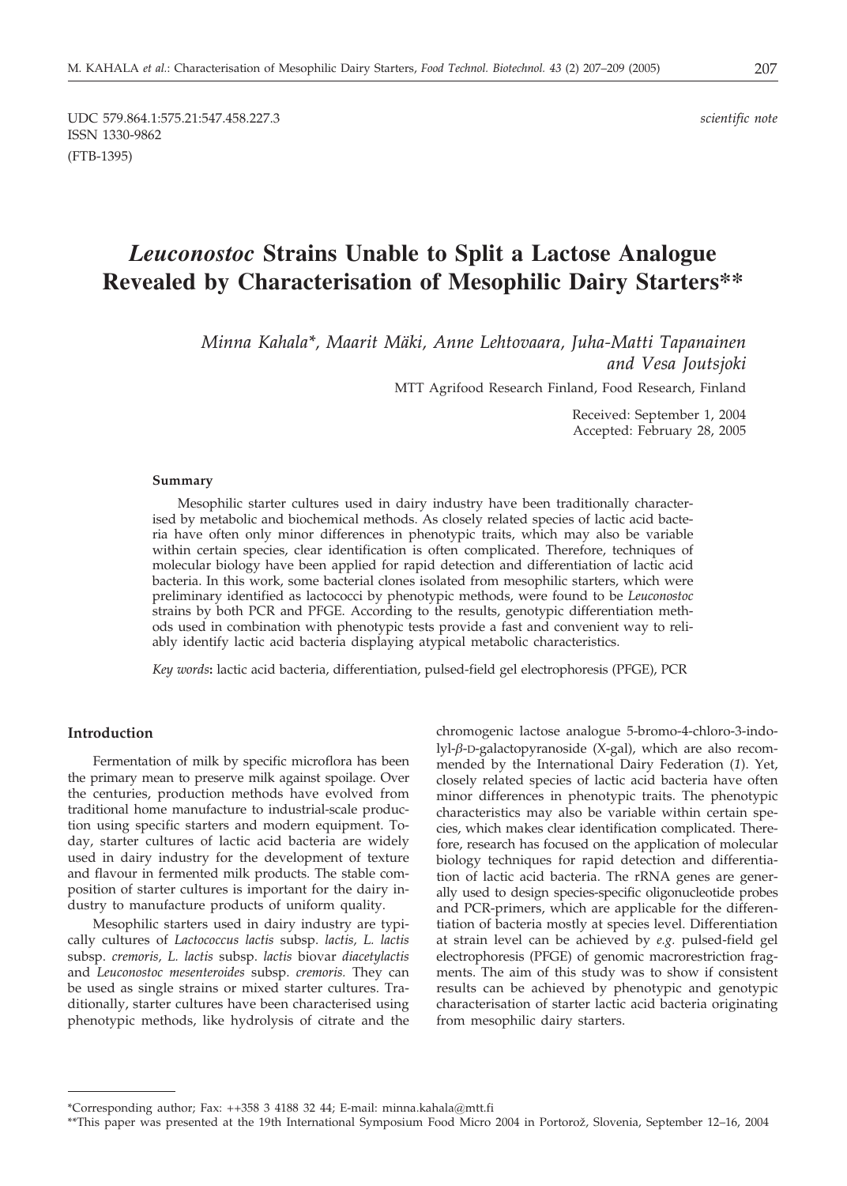UDC 579.864.1:575.21:547.458.227.3

ISSN 1330-9862

(FTB-1395)

*scientific note*

# *Leuconostoc* Strains Unable to Split a Lactose Analogue Revealed by Characterisation of Mesophilic Dairy Starters**

*Minna Kahala\*, Maarit Mäki, Anne Lehtovaara, Juha-Matti Tapanainen and Vesa Joutsjoki*

MTT Agrifood Research Finland, Food Research, Finland

Received: September 1, 2004
Accepted: February 28, 2005

### Summary

Mesophilic starter cultures used in dairy industry have been traditionally characterised by metabolic and biochemical methods. As closely related species of lactic acid bacteria have often only minor differences in phenotypic traits, which may also be variable within certain species, clear identification is often complicated. Therefore, techniques of molecular biology have been applied for rapid detection and differentiation of lactic acid bacteria. In this work, some bacterial clones isolated from mesophilic starters, which were preliminary identified as lactococci by phenotypic methods, were found to be *Leuconostoc* strains by both PCR and PFGE. According to the results, genotypic differentiation methods used in combination with phenotypic tests provide a fast and convenient way to reliably identify lactic acid bacteria displaying atypical metabolic characteristics.

*Key words*: lactic acid bacteria, differentiation, pulsed-field gel electrophoresis (PFGE), PCR

## Introduction

Fermentation of milk by specific microflora has been the primary mean to preserve milk against spoilage. Over the centuries, production methods have evolved from traditional home manufacture to industrial-scale production using specific starters and modern equipment. Today, starter cultures of lactic acid bacteria are widely used in dairy industry for the development of texture and flavour in fermented milk products. The stable composition of starter cultures is important for the dairy industry to manufacture products of uniform quality.

Mesophilic starters used in dairy industry are typically cultures of *Lactococcus lactis* subsp. *lactis, L. lactis* subsp. *cremoris, L. lactis* subsp. *lactis* biovar *diacetylactis* and *Leuconostoc mesenteroides* subsp. *cremoris.* They can be used as single strains or mixed starter cultures. Traditionally, starter cultures have been characterised using phenotypic methods, like hydrolysis of citrate and the chromogenic lactose analogue 5-bromo-4-chloro-3-indolyl-$\beta$-D-galactopyranoside (X-gal), which are also recommended by the International Dairy Federation (*1*). Yet, closely related species of lactic acid bacteria have often minor differences in phenotypic traits. The phenotypic characteristics may also be variable within certain species, which makes clear identification complicated. Therefore, research has focused on the application of molecular biology techniques for rapid detection and differentiation of lactic acid bacteria. The rRNA genes are generally used to design species-specific oligonucleotide probes and PCR-primers, which are applicable for the differentiation of bacteria mostly at species level. Differentiation at strain level can be achieved by *e.g.* pulsed-field gel electrophoresis (PFGE) of genomic macrorestriction fragments. The aim of this study was to show if consistent results can be achieved by phenotypic and genotypic characterisation of starter lactic acid bacteria originating from mesophilic dairy starters.

---

\*Corresponding author; Fax: ++358 3 4188 32 44; E-mail: minna.kahala@mtt.fi

\*\*This paper was presented at the 19th International Symposium Food Micro 2004 in Portorož, Slovenia, September 12–16, 2004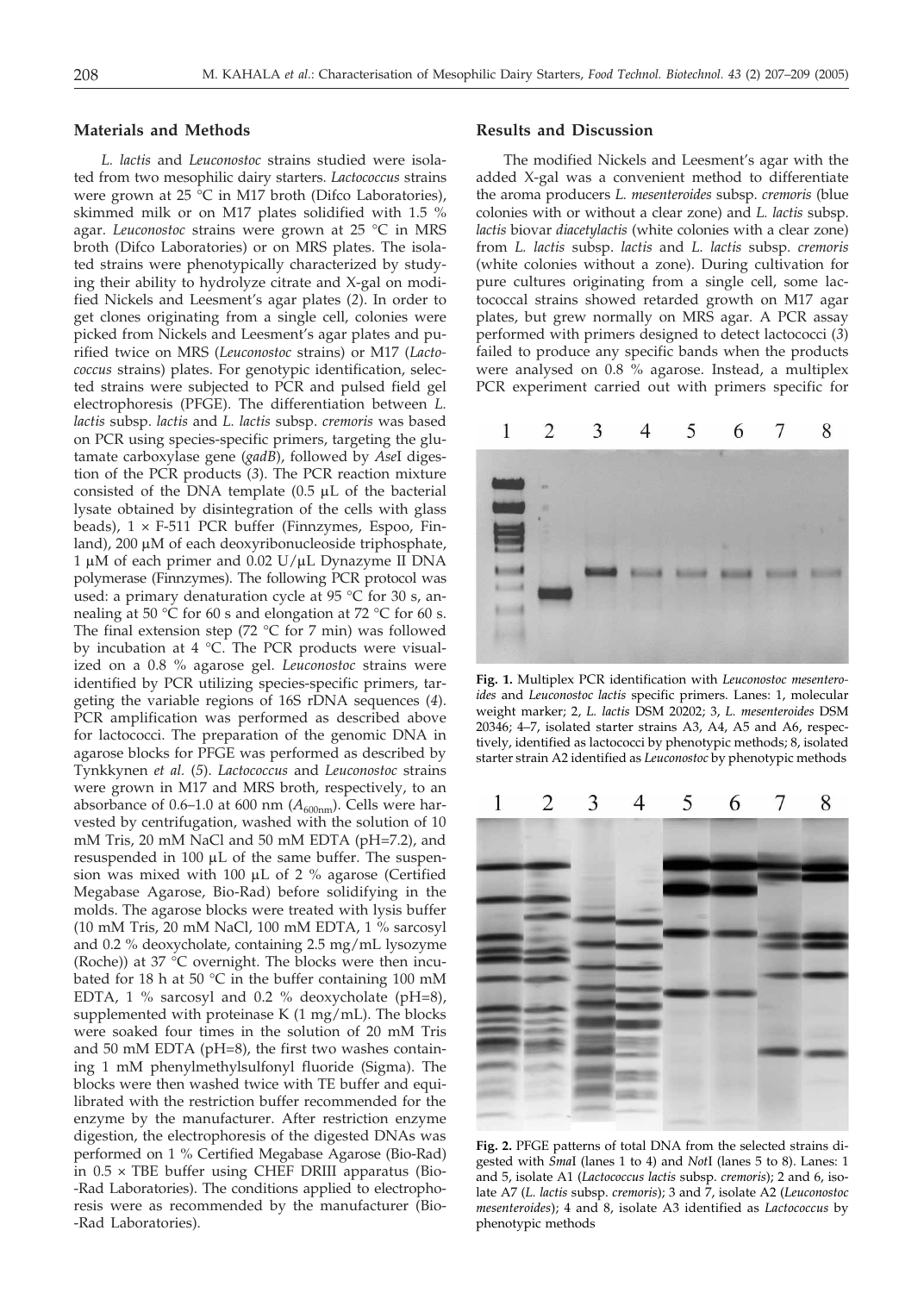## Materials and Methods

*L. lactis* and *Leuconostoc* strains studied were isolated from two mesophilic dairy starters. *Lactococcus* strains were grown at 25 °C in M17 broth (Difco Laboratories), skimmed milk or on M17 plates solidified with 1.5 % agar. *Leuconostoc* strains were grown at 25 °C in MRS broth (Difco Laboratories) or on MRS plates. The isolated strains were phenotypically characterized by studying their ability to hydrolyze citrate and X-gal on modified Nickels and Leesment's agar plates (*2*). In order to get clones originating from a single cell, colonies were picked from Nickels and Leesment's agar plates and purified twice on MRS (*Leuconostoc* strains) or M17 (*Lactococcus* strains) plates. For genotypic identification, selected strains were subjected to PCR and pulsed field gel electrophoresis (PFGE). The differentiation between *L. lactis* subsp. *lactis* and *L. lactis* subsp. *cremoris* was based on PCR using species-specific primers, targeting the glutamate carboxylase gene (*gadB*), followed by *Ase*I digestion of the PCR products (*3*). The PCR reaction mixture consisted of the DNA template (0.5 µL of the bacterial lysate obtained by disintegration of the cells with glass beads), 1 × F-511 PCR buffer (Finnzymes, Espoo, Finland), 200 µM of each deoxyribonucleoside triphosphate, 1 µM of each primer and 0.02 U/µL Dynazyme II DNA polymerase (Finnzymes). The following PCR protocol was used: a primary denaturation cycle at 95 °C for 30 s, annealing at 50 °C for 60 s and elongation at 72 °C for 60 s. The final extension step (72 °C for 7 min) was followed by incubation at 4 °C. The PCR products were visualized on a 0.8 % agarose gel. *Leuconostoc* strains were identified by PCR utilizing species-specific primers, targeting the variable regions of 16S rDNA sequences (*4*). PCR amplification was performed as described above for lactococci. The preparation of the genomic DNA in agarose blocks for PFGE was performed as described by Tynkkynen *et al*. (*5*). *Lactococcus* and *Leuconostoc* strains were grown in M17 and MRS broth, respectively, to an absorbance of 0.6–1.0 at 600 nm ($A_{600nm}$). Cells were harvested by centrifugation, washed with the solution of 10 mM Tris, 20 mM NaCl and 50 mM EDTA (pH=7.2), and resuspended in 100 µL of the same buffer. The suspension was mixed with 100 µL of 2 % agarose (Certified Megabase Agarose, Bio-Rad) before solidifying in the molds. The agarose blocks were treated with lysis buffer (10 mM Tris, 20 mM NaCl, 100 mM EDTA, 1 % sarcosyl and 0.2 % deoxycholate, containing 2.5 mg/mL lysozyme (Roche)) at 37 °C overnight. The blocks were then incubated for 18 h at 50 °C in the buffer containing 100 mM EDTA, 1 % sarcosyl and 0.2 % deoxycholate (pH=8), supplemented with proteinase K (1 mg/mL). The blocks were soaked four times in the solution of 20 mM Tris and 50 mM EDTA (pH=8), the first two washes containing 1 mM phenylmethylsulfonyl fluoride (Sigma). The blocks were then washed twice with TE buffer and equilibrated with the restriction buffer recommended for the enzyme by the manufacturer. After restriction enzyme digestion, the electrophoresis of the digested DNAs was performed on 1 % Certified Megabase Agarose (Bio-Rad) in 0.5 × TBE buffer using CHEF DRIII apparatus (Bio-Rad Laboratories). The conditions applied to electrophoresis were as recommended by the manufacturer (Bio-Rad Laboratories).

## Results and Discussion

The modified Nickels and Leesment's agar with the added X-gal was a convenient method to differentiate the aroma producers *L. mesenteroides* subsp. *cremoris* (blue colonies with or without a clear zone) and *L. lactis* subsp. *lactis* biovar *diacetylactis* (white colonies with a clear zone) from *L. lactis* subsp. *lactis* and *L. lactis* subsp. *cremoris* (white colonies without a zone). During cultivation for pure cultures originating from a single cell, some lactococcal strains showed retarded growth on M17 agar plates, but grew normally on MRS agar. A PCR assay performed with primers designed to detect lactococci (*3*) failed to produce any specific bands when the products were analysed on 0.8 % agarose. Instead, a multiplex PCR experiment carried out with primers specific for

1 2 3 4 5 6 7 8

**Fig. 1.** Multiplex PCR identification with *Leuconostoc mesenteroides* and *Leuconostoc lactis* specific primers. Lanes: 1, molecular weight marker; 2, *L. lactis* DSM 20202; 3, *L. mesenteroides* DSM 20346; 4–7, isolated starter strains A3, A4, A5 and A6, respectively, identified as lactococci by phenotypic methods; 8, isolated starter strain A2 identified as *Leuconostoc* by phenotypic methods

1 2 3 4 5 6 7 8

**Fig. 2.** PFGE patterns of total DNA from the selected strains digested with *Sma*I (lanes 1 to 4) and *Not*I (lanes 5 to 8). Lanes: 1 and 5, isolate A1 (*Lactococcus lactis* subsp. *cremoris*); 2 and 6, isolate A7 (*L. lactis* subsp. *cremoris*); 3 and 7, isolate A2 (*Leuconostoc mesenteroides*); 4 and 8, isolate A3 identified as *Lactococcus* by phenotypic methods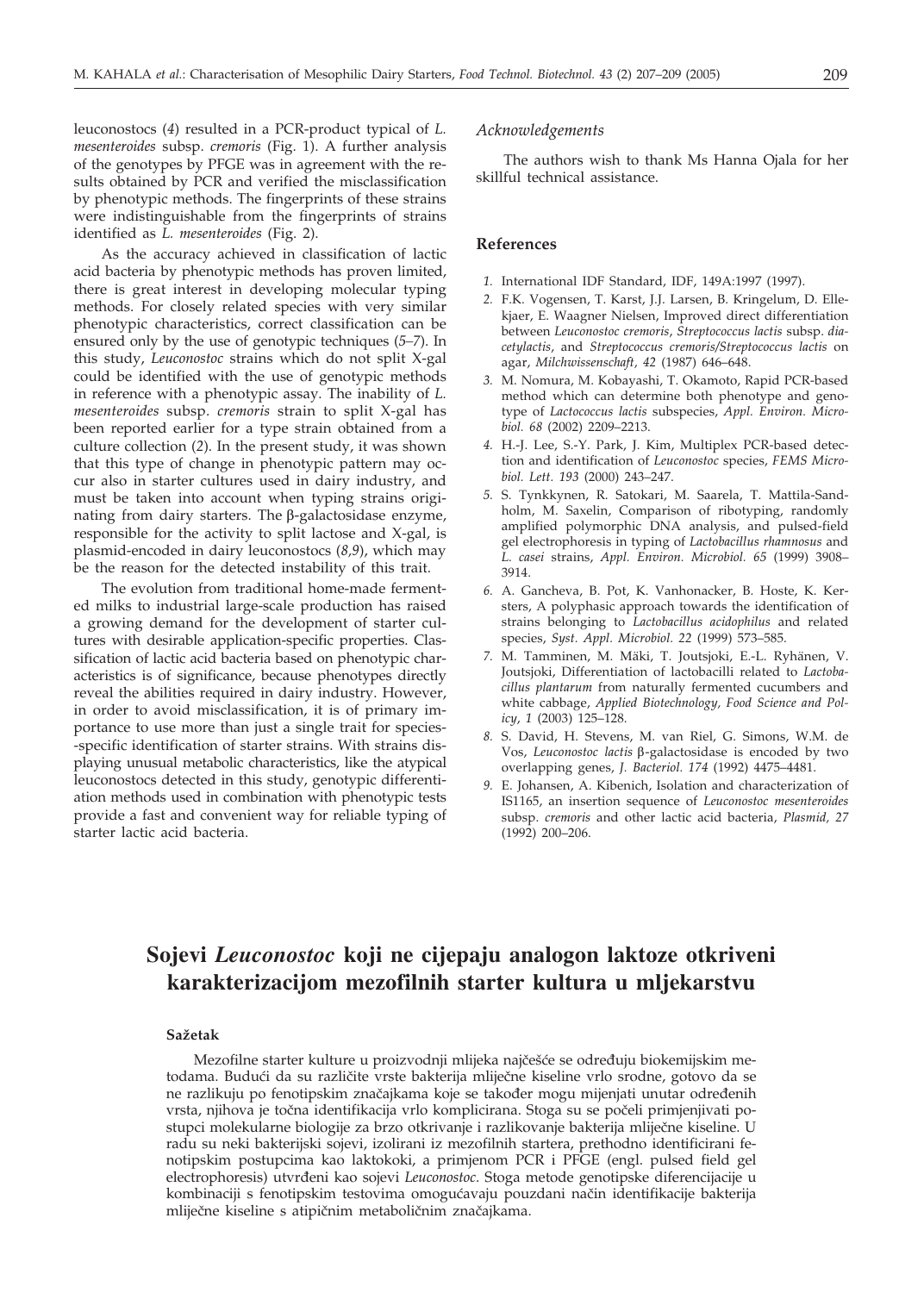leuconostocs (*4*) resulted in a PCR-product typical of *L. mesenteroides* subsp. *cremoris* (Fig. 1). A further analysis of the genotypes by PFGE was in agreement with the results obtained by PCR and verified the misclassification by phenotypic methods. The fingerprints of these strains were indistinguishable from the fingerprints of strains identified as *L. mesenteroides* (Fig. 2).

As the accuracy achieved in classification of lactic acid bacteria by phenotypic methods has proven limited, there is great interest in developing molecular typing methods. For closely related species with very similar phenotypic characteristics, correct classification can be ensured only by the use of genotypic techniques (*5–7*). In this study, *Leuconostoc* strains which do not split X-gal could be identified with the use of genotypic methods in reference with a phenotypic assay. The inability of *L. mesenteroides* subsp. *cremoris* strain to split X-gal has been reported earlier for a type strain obtained from a culture collection (*2*). In the present study, it was shown that this type of change in phenotypic pattern may occur also in starter cultures used in dairy industry, and must be taken into account when typing strains originating from dairy starters. The β-galactosidase enzyme, responsible for the activity to split lactose and X-gal, is plasmid-encoded in dairy leuconostocs (*8,9*), which may be the reason for the detected instability of this trait.

The evolution from traditional home-made fermented milks to industrial large-scale production has raised a growing demand for the development of starter cultures with desirable application-specific properties. Classification of lactic acid bacteria based on phenotypic characteristics is of significance, because phenotypes directly reveal the abilities required in dairy industry. However, in order to avoid misclassification, it is of primary importance to use more than just a single trait for species-specific identification of starter strains. With strains displaying unusual metabolic characteristics, like the atypical leuconostocs detected in this study, genotypic differentiation methods used in combination with phenotypic tests provide a fast and convenient way for reliable typing of starter lactic acid bacteria.

### *Acknowledgements*

The authors wish to thank Ms Hanna Ojala for her skillful technical assistance.

### References

1. International IDF Standard, IDF, 149A:1997 (1997).
2. F.K. Vogensen, T. Karst, J.J. Larsen, B. Kringelum, D. Ellekjaer, E. Waagner Nielsen, Improved direct differentiation between *Leuconostoc cremoris*, *Streptococcus lactis* subsp. *diacetylactis*, and *Streptococcus cremoris/Streptococcus lactis* on agar, *Milchwissenschaft, 42* (1987) 646–648.
3. M. Nomura, M. Kobayashi, T. Okamoto, Rapid PCR-based method which can determine both phenotype and genotype of *Lactococcus lactis* subspecies, *Appl. Environ. Microbiol. 68* (2002) 2209–2213.
4. H.-J. Lee, S.-Y. Park, J. Kim, Multiplex PCR-based detection and identification of *Leuconostoc* species, *FEMS Microbiol. Lett. 193* (2000) 243–247.
5. S. Tynkkynen, R. Satokari, M. Saarela, T. Mattila-Sandholm, M. Saxelin, Comparison of ribotyping, randomly amplified polymorphic DNA analysis, and pulsed-field gel electrophoresis in typing of *Lactobacillus rhamnosus* and *L. casei* strains, *Appl. Environ. Microbiol. 65* (1999) 3908–3914.
6. A. Gancheva, B. Pot, K. Vanhonacker, B. Hoste, K. Kersters, A polyphasic approach towards the identification of strains belonging to *Lactobacillus acidophilus* and related species, *Syst. Appl. Microbiol. 22* (1999) 573–585.
7. M. Tamminen, M. Mäki, T. Joutsjoki, E.-L. Ryhänen, V. Joutsjoki, Differentiation of lactobacilli related to *Lactobacillus plantarum* from naturally fermented cucumbers and white cabbage, *Applied Biotechnology, Food Science and Policy, 1* (2003) 125–128.
8. S. David, H. Stevens, M. van Riel, G. Simons, W.M. de Vos, *Leuconostoc lactis* β-galactosidase is encoded by two overlapping genes, *J. Bacteriol. 174* (1992) 4475–4481.
9. E. Johansen, A. Kibenich, Isolation and characterization of IS1165, an insertion sequence of *Leuconostoc mesenteroides* subsp. *cremoris* and other lactic acid bacteria, *Plasmid, 27* (1992) 200–206.

# Sojevi *Leuconostoc* koji ne cijepaju analogon laktoze otkriveni karakterizacijom mezofilnih starter kultura u mljekarstvu

#### Sažetak

Mezofilne starter kulture u proizvodnji mlijeka najčešće se određuju biokemijskim metodama. Budući da su različite vrste bakterija mliječne kiseline vrlo srodne, gotovo da se ne razlikuju po fenotipskim značajkama koje se također mogu mijenjati unutar određenih vrsta, njihova je točna identifikacija vrlo komplicirana. Stoga su se počeli primjenjivati postupci molekularne biologije za brzo otkrivanje i razlikovanje bakterija mliječne kiseline. U radu su neki bakterijski sojevi, izolirani iz mezofilnih startera, prethodno identificirani fenotipskim postupcima kao laktokoki, a primjenom PCR i PFGE (engl. pulsed field gel electrophoresis) utvrđeni kao sojevi *Leuconostoc*. Stoga metode genotipske diferencijacije u kombinaciji s fenotipskim testovima omogućavaju pouzdani način identifikacije bakterija mliječne kiseline s atipičnim metaboličnim značajkama.